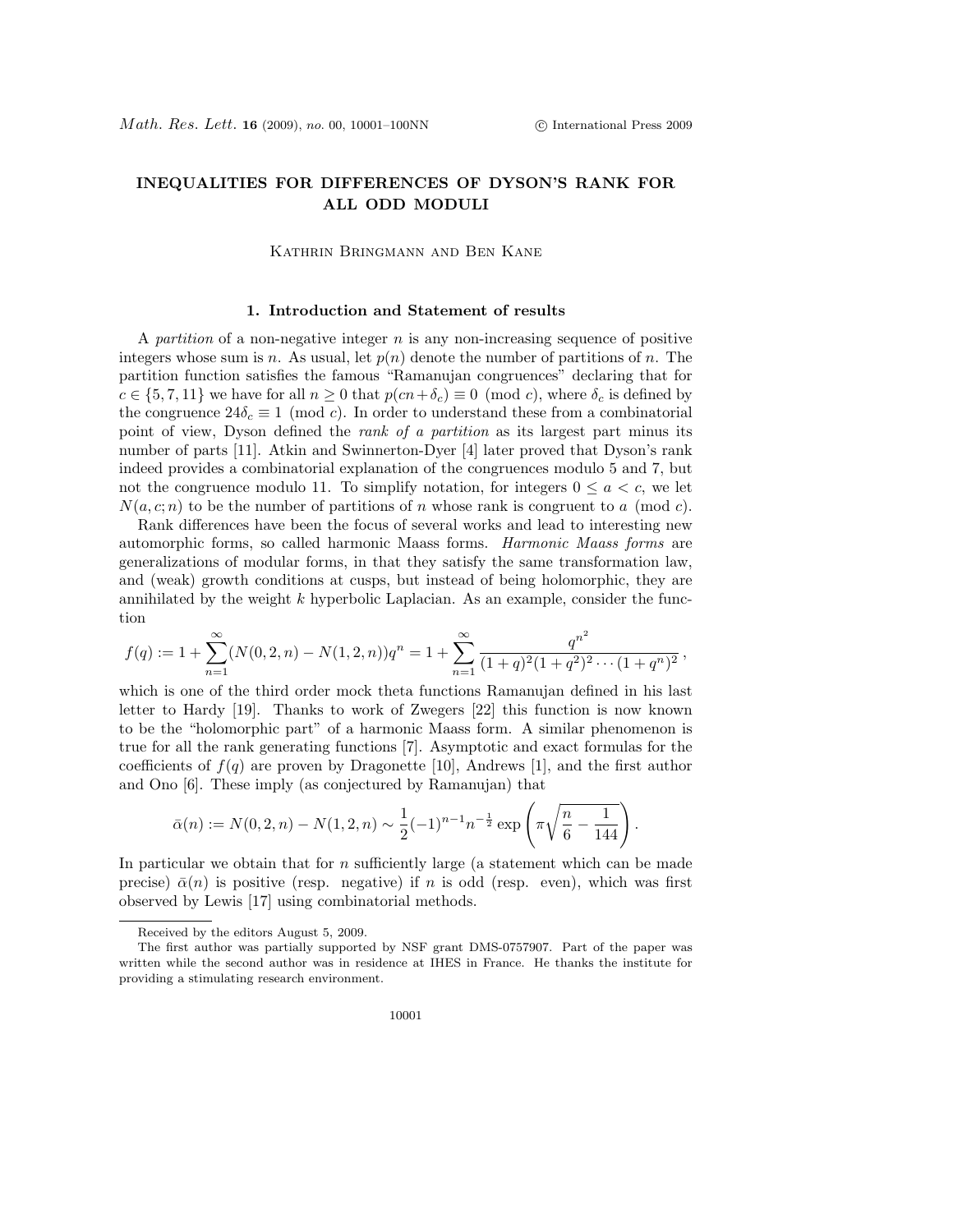# INEQUALITIES FOR DIFFERENCES OF DYSON'S RANK FOR ALL ODD MODULI

Kathrin Bringmann and Ben Kane

## 1. Introduction and Statement of results

A *partition* of a non-negative integer $n$ is any non-increasing sequence of positive integers whose sum is $n$. As usual, let $p(n)$ denote the number of partitions of $n$. The partition function satisfies the famous "Ramanujan congruences" declaring that for $c \in \{5, 7, 11\}$ we have for all $n \geq 0$ that $p(cn+\delta_c) \equiv 0 \pmod{c}$, where $\delta_c$ is defined by the congruence $24\delta_c \equiv 1 \pmod{c}$. In order to understand these from a combinatorial point of view, Dyson defined the *rank of a partition* as its largest part minus its number of parts [11]. Atkin and Swinnerton-Dyer [4] later proved that Dyson's rank indeed provides a combinatorial explanation of the congruences modulo 5 and 7, but not the congruence modulo 11. To simplify notation, for integers $0 \leq a < c$, we let $N(a, c; n)$ to be the number of partitions of $n$ whose rank is congruent to $a \pmod{c}$.

Rank differences have been the focus of several works and lead to interesting new automorphic forms, so called harmonic Maass forms. *Harmonic Maass forms* are generalizations of modular forms, in that they satisfy the same transformation law, and (weak) growth conditions at cusps, but instead of being holomorphic, they are annihilated by the weight $k$ hyperbolic Laplacian. As an example, consider the function

$$f(q) := 1 + \sum_{n=1}^{\infty} (N(0, 2, n) - N(1, 2, n))q^n = 1 + \sum_{n=1}^{\infty} \frac{q^{n^2}}{(1+q)^2(1+q^2)^2 \cdots (1+q^n)^2},$$

which is one of the third order mock theta functions Ramanujan defined in his last letter to Hardy [19]. Thanks to work of Zwegers [22] this function is now known to be the "holomorphic part" of a harmonic Maass form. A similar phenomenon is true for all the rank generating functions [7]. Asymptotic and exact formulas for the coefficients of $f(q)$ are proven by Dragonette [10], Andrews [1], and the first author and Ono [6]. These imply (as conjectured by Ramanujan) that

$$\bar{\alpha}(n) := N(0, 2, n) - N(1, 2, n) \sim \frac{1}{2}(-1)^{n-1} n^{-\frac{1}{2}} \exp\left(\pi\sqrt{\frac{n}{6} - \frac{1}{144}}\right).$$

In particular we obtain that for $n$ sufficiently large (a statement which can be made precise) $\bar{\alpha}(n)$ is positive (resp. negative) if $n$ is odd (resp. even), which was first observed by Lewis [17] using combinatorial methods.

Received by the editors August 5, 2009.

The first author was partially supported by NSF grant DMS-0757907. Part of the paper was written while the second author was in residence at IHES in France. He thanks the institute for providing a stimulating research environment.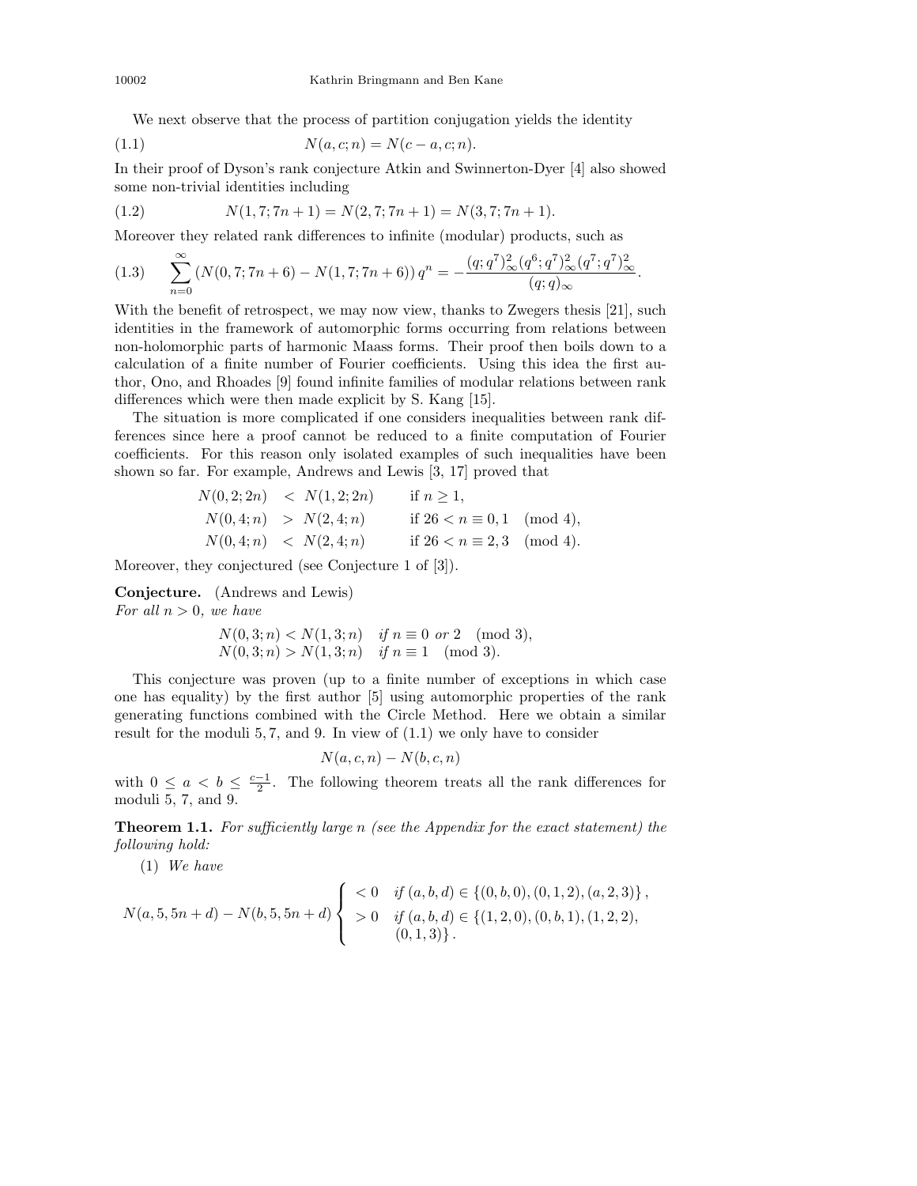We next observe that the process of partition conjugation yields the identity

$$N(a, c; n) = N(c - a, c; n). \tag{1.1}$$

In their proof of Dyson's rank conjecture Atkin and Swinnerton-Dyer [4] also showed some non-trivial identities including

$$N(1, 7; 7n + 1) = N(2, 7; 7n + 1) = N(3, 7; 7n + 1). \tag{1.2}$$

Moreover they related rank differences to infinite (modular) products, such as

$$\sum_{n=0}^{\infty} \left(N(0, 7; 7n + 6) - N(1, 7; 7n + 6)\right) q^n = -\frac{(q; q^7)_\infty^2 (q^6; q^7)_\infty^2 (q^7; q^7)_\infty^2}{(q; q)_\infty}. \tag{1.3}$$

With the benefit of retrospect, we may now view, thanks to Zwegers thesis [21], such identities in the framework of automorphic forms occurring from relations between non-holomorphic parts of harmonic Maass forms. Their proof then boils down to a calculation of a finite number of Fourier coefficients. Using this idea the first author, Ono, and Rhoades [9] found infinite families of modular relations between rank differences which were then made explicit by S. Kang [15].

The situation is more complicated if one considers inequalities between rank differences since here a proof cannot be reduced to a finite computation of Fourier coefficients. For this reason only isolated examples of such inequalities have been shown so far. For example, Andrews and Lewis [3, 17] proved that

$$\begin{aligned}
N(0, 2; 2n) &< N(1, 2; 2n) && \text{if } n \geq 1,\\
N(0, 4; n) &> N(2, 4; n) && \text{if } 26 < n \equiv 0, 1 \pmod 4,\\
N(0, 4; n) &< N(2, 4; n) && \text{if } 26 < n \equiv 2, 3 \pmod 4.
\end{aligned}$$

Moreover, they conjectured (see Conjecture 1 of [3]).

**Conjecture.** (Andrews and Lewis)
*For all $n > 0$, we have*

$$\begin{aligned}
N(0, 3; n) &< N(1, 3; n) && \text{if } n \equiv 0 \text{ or } 2 \pmod 3,\\
N(0, 3; n) &> N(1, 3; n) && \text{if } n \equiv 1 \pmod 3.
\end{aligned}$$

This conjecture was proven (up to a finite number of exceptions in which case one has equality) by the first author [5] using automorphic properties of the rank generating functions combined with the Circle Method. Here we obtain a similar result for the moduli 5, 7, and 9. In view of (1.1) we only have to consider

$$N(a, c, n) - N(b, c, n)$$

with $0 \leq a < b \leq \frac{c-1}{2}$. The following theorem treats all the rank differences for moduli 5, 7, and 9.

**Theorem 1.1.** *For sufficiently large $n$ (see the Appendix for the exact statement) the following hold:*

(1) *We have*

$$N(a, 5, 5n + d) - N(b, 5, 5n + d) \begin{cases} < 0 & \text{if } (a, b, d) \in \{(0, b, 0), (0, 1, 2), (a, 2, 3)\},\\ > 0 & \text{if } (a, b, d) \in \{(1, 2, 0), (0, b, 1), (1, 2, 2),\\ & (0, 1, 3)\}. \end{cases}$$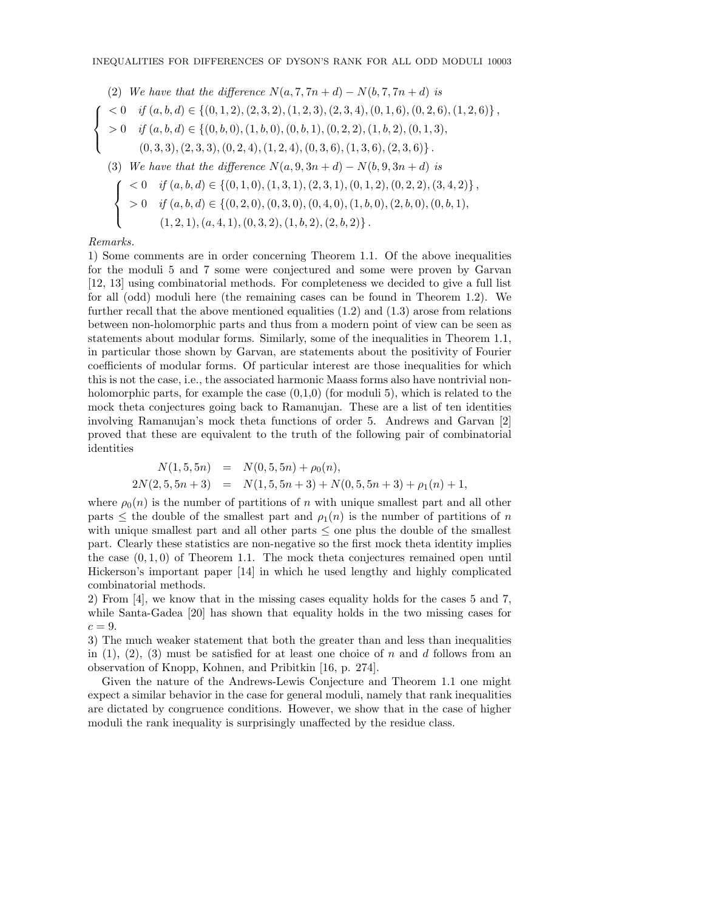(2) *We have that the difference* $N(a,7,7n+d) - N(b,7,7n+d)$ *is*

$$
\begin{cases}
<0 & \text{if } (a,b,d) \in \{(0,1,2),(2,3,2),(1,2,3),(2,3,4),(0,1,6),(0,2,6),(1,2,6)\}, \\
>0 & \text{if } (a,b,d) \in \{(0,b,0),(1,b,0),(0,b,1),(0,2,2),(1,b,2),(0,1,3), \\
& \quad (0,3,3),(2,3,3),(0,2,4),(1,2,4),(0,3,6),(1,3,6),(2,3,6)\}.
\end{cases}
$$

(3) *We have that the difference* $N(a,9,3n+d) - N(b,9,3n+d)$ *is*

$$
\begin{cases}
<0 & \text{if } (a,b,d) \in \{(0,1,0),(1,3,1),(2,3,1),(0,1,2),(0,2,2),(3,4,2)\}, \\
>0 & \text{if } (a,b,d) \in \{(0,2,0),(0,3,0),(0,4,0),(1,b,0),(2,b,0),(0,b,1), \\
& \quad (1,2,1),(a,4,1),(0,3,2),(1,b,2),(2,b,2)\}.
\end{cases}
$$

*Remarks.*

1) Some comments are in order concerning Theorem 1.1. Of the above inequalities for the moduli 5 and 7 some were conjectured and some were proven by Garvan [12, 13] using combinatorial methods. For completeness we decided to give a full list for all (odd) moduli here (the remaining cases can be found in Theorem 1.2). We further recall that the above mentioned equalities (1.2) and (1.3) arose from relations between non-holomorphic parts and thus from a modern point of view can be seen as statements about modular forms. Similarly, some of the inequalities in Theorem 1.1, in particular those shown by Garvan, are statements about the positivity of Fourier coefficients of modular forms. Of particular interest are those inequalities for which this is not the case, i.e., the associated harmonic Maass forms also have nontrivial non-holomorphic parts, for example the case (0,1,0) (for moduli 5), which is related to the mock theta conjectures going back to Ramanujan. These are a list of ten identities involving Ramanujan's mock theta functions of order 5. Andrews and Garvan [2] proved that these are equivalent to the truth of the following pair of combinatorial identities

$$
\begin{aligned}
N(1,5,5n) &= N(0,5,5n) + \rho_0(n), \\
2N(2,5,5n+3) &= N(1,5,5n+3) + N(0,5,5n+3) + \rho_1(n) + 1,
\end{aligned}
$$

where $\rho_0(n)$ is the number of partitions of $n$ with unique smallest part and all other parts $\leq$ the double of the smallest part and $\rho_1(n)$ is the number of partitions of $n$ with unique smallest part and all other parts $\leq$ one plus the double of the smallest part. Clearly these statistics are non-negative so the first mock theta identity implies the case $(0,1,0)$ of Theorem 1.1. The mock theta conjectures remained open until Hickerson's important paper [14] in which he used lengthy and highly complicated combinatorial methods.

2) From [4], we know that in the missing cases equality holds for the cases 5 and 7, while Santa-Gadea [20] has shown that equality holds in the two missing cases for $c = 9$.

3) The much weaker statement that both the greater than and less than inequalities in (1), (2), (3) must be satisfied for at least one choice of $n$ and $d$ follows from an observation of Knopp, Kohnen, and Pribitkin [16, p. 274].

Given the nature of the Andrews-Lewis Conjecture and Theorem 1.1 one might expect a similar behavior in the case for general moduli, namely that rank inequalities are dictated by congruence conditions. However, we show that in the case of higher moduli the rank inequality is surprisingly unaffected by the residue class.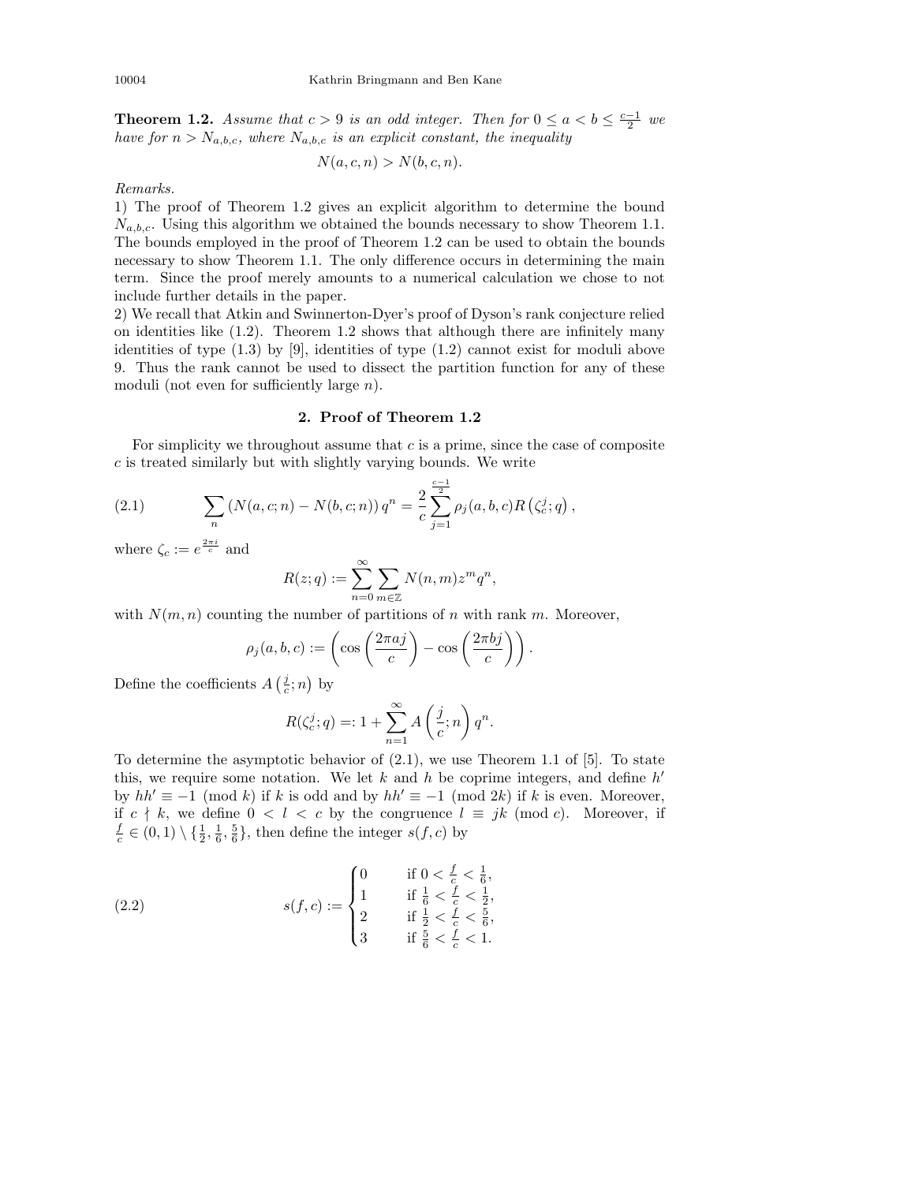**Theorem 1.2.** *Assume that $c > 9$ is an odd integer. Then for $0 \leq a < b \leq \frac{c-1}{2}$ we have for $n > N_{a,b,c}$, where $N_{a,b,c}$ is an explicit constant, the inequality*

$$N(a, c, n) > N(b, c, n).$$

*Remarks.*

1) The proof of Theorem 1.2 gives an explicit algorithm to determine the bound $N_{a,b,c}$. Using this algorithm we obtained the bounds necessary to show Theorem 1.1. The bounds employed in the proof of Theorem 1.2 can be used to obtain the bounds necessary to show Theorem 1.1. The only difference occurs in determining the main term. Since the proof merely amounts to a numerical calculation we chose to not include further details in the paper.

2) We recall that Atkin and Swinnerton-Dyer's proof of Dyson's rank conjecture relied on identities like (1.2). Theorem 1.2 shows that although there are infinitely many identities of type (1.3) by [9], identities of type (1.2) cannot exist for moduli above 9. Thus the rank cannot be used to dissect the partition function for any of these moduli (not even for sufficiently large $n$).

## 2. Proof of Theorem 1.2

For simplicity we throughout assume that $c$ is a prime, since the case of composite $c$ is treated similarly but with slightly varying bounds. We write

$$\sum_n \left(N(a,c;n) - N(b,c;n)\right) q^n = \frac{2}{c} \sum_{j=1}^{\frac{c-1}{2}} \rho_j(a,b,c) R\left(\zeta_c^j; q\right), \tag{2.1}$$

where $\zeta_c := e^{\frac{2\pi i}{c}}$ and

$$R(z;q) := \sum_{n=0}^{\infty} \sum_{m \in \mathbb{Z}} N(n,m) z^m q^n,$$

with $N(m,n)$ counting the number of partitions of $n$ with rank $m$. Moreover,

$$\rho_j(a,b,c) := \left(\cos\left(\frac{2\pi a j}{c}\right) - \cos\left(\frac{2\pi b j}{c}\right)\right).$$

Define the coefficients $A\left(\frac{j}{c}; n\right)$ by

$$R(\zeta_c^j; q) =: 1 + \sum_{n=1}^{\infty} A\left(\frac{j}{c}; n\right) q^n.$$

To determine the asymptotic behavior of (2.1), we use Theorem 1.1 of [5]. To state this, we require some notation. We let $k$ and $h$ be coprime integers, and define $h'$ by $hh' \equiv -1 \pmod{k}$ if $k$ is odd and by $hh' \equiv -1 \pmod{2k}$ if $k$ is even. Moreover, if $c \nmid k$, we define $0 < l < c$ by the congruence $l \equiv jk \pmod{c}$. Moreover, if $\frac{f}{c} \in (0,1) \setminus \{\frac{1}{2}, \frac{1}{6}, \frac{5}{6}\}$, then define the integer $s(f,c)$ by

$$s(f,c) := \begin{cases} 0 & \text{if } 0 < \frac{f}{c} < \frac{1}{6}, \\ 1 & \text{if } \frac{1}{6} < \frac{f}{c} < \frac{1}{2}, \\ 2 & \text{if } \frac{1}{2} < \frac{f}{c} < \frac{5}{6}, \\ 3 & \text{if } \frac{5}{6} < \frac{f}{c} < 1. \end{cases} \tag{2.2}$$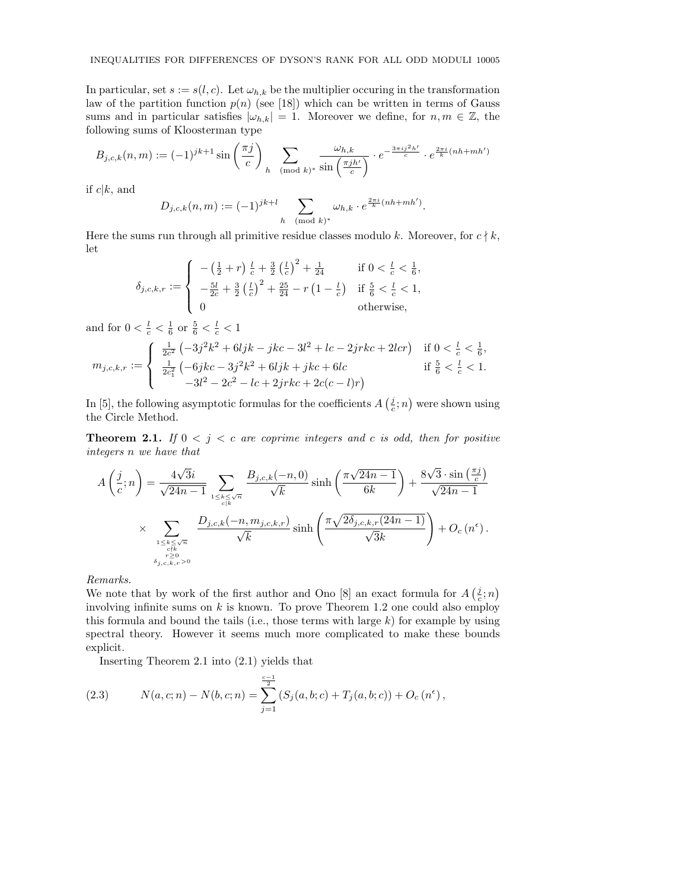In particular, set $s := s(l,c)$. Let $\omega_{h,k}$ be the multiplier occuring in the transformation law of the partition function $p(n)$ (see [18]) which can be written in terms of Gauss sums and in particular satisfies $|\omega_{h,k}| = 1$. Moreover we define, for $n, m \in \mathbb{Z}$, the following sums of Kloosterman type

$$B_{j,c,k}(n,m) := (-1)^{jk+1} \sin\left(\frac{\pi j}{c}\right) \sum_{h \pmod{k}^*} \frac{\omega_{h,k}}{\sin\left(\frac{\pi j h'}{c}\right)} \cdot e^{-\frac{3\pi i j^2 h'}{c}} \cdot e^{\frac{2\pi i}{k}(nh+mh')}$$

if $c|k$, and

$$D_{j,c,k}(n,m) := (-1)^{jk+l} \sum_{h \pmod{k}^*} \omega_{h,k} \cdot e^{\frac{2\pi i}{k}(nh+mh')}.$$

Here the sums run through all primitive residue classes modulo $k$. Moreover, for $c \nmid k$, let

$$\delta_{j,c,k,r} := \begin{cases} -\left(\frac{1}{2}+r\right)\frac{l}{c} + \frac{3}{2}\left(\frac{l}{c}\right)^2 + \frac{1}{24} & \text{if } 0 < \frac{l}{c} < \frac{1}{6}, \\ -\frac{5l}{2c} + \frac{3}{2}\left(\frac{l}{c}\right)^2 + \frac{25}{24} - r\left(1-\frac{l}{c}\right) & \text{if } \frac{5}{6} < \frac{l}{c} < 1, \\ 0 & \text{otherwise,} \end{cases}$$

and for $0 < \frac{l}{c} < \frac{1}{6}$ or $\frac{5}{6} < \frac{l}{c} < 1$

$$m_{j,c,k,r} := \begin{cases} \frac{1}{2c^2}\left(-3j^2k^2 + 6ljk - jkc - 3l^2 + lc - 2jrkc + 2lcr\right) & \text{if } 0 < \frac{l}{c} < \frac{1}{6}, \\ \frac{1}{2c_1^2}\left(-6jkc - 3j^2k^2 + 6ljk + jkc + 6lc\right. & \text{if } \frac{5}{6} < \frac{l}{c} < 1. \\ \quad \left.-3l^2 - 2c^2 - lc + 2jrkc + 2c(c-l)r\right) & \end{cases}$$

In [5], the following asymptotic formulas for the coefficients $A\left(\frac{j}{c};n\right)$ were shown using the Circle Method.

**Theorem 2.1.** *If $0 < j < c$ are coprime integers and $c$ is odd, then for positive integers $n$ we have that*

$$A\left(\frac{j}{c};n\right) = \frac{4\sqrt{3}i}{\sqrt{24n-1}} \sum_{\substack{1 \le k \le \sqrt{n} \\ c|k}} \frac{B_{j,c,k}(-n,0)}{\sqrt{k}} \sinh\left(\frac{\pi\sqrt{24n-1}}{6k}\right) + \frac{8\sqrt{3}\cdot\sin\left(\frac{\pi j}{c}\right)}{\sqrt{24n-1}}$$

$$\times \sum_{\substack{1 \le k \le \sqrt{n} \\ c \nmid k \\ r \ge 0 \\ \delta_{j,c,k,r} > 0}} \frac{D_{j,c,k}(-n, m_{j,c,k,r})}{\sqrt{k}} \sinh\left(\frac{\pi\sqrt{2\delta_{j,c,k,r}(24n-1)}}{\sqrt{3}k}\right) + O_c\left(n^{\epsilon}\right).$$

*Remarks.*
We note that by work of the first author and Ono [8] an exact formula for $A\left(\frac{j}{c};n\right)$ involving infinite sums on $k$ is known. To prove Theorem 1.2 one could also employ this formula and bound the tails (i.e., those terms with large $k$) for example by using spectral theory. However it seems much more complicated to make these bounds explicit.

Inserting Theorem 2.1 into (2.1) yields that

$$N(a,c;n) - N(b,c;n) = \sum_{j=1}^{\frac{c-1}{2}} \left(S_j(a,b;c) + T_j(a,b;c)\right) + O_c\left(n^{\epsilon}\right), \tag{2.3}$$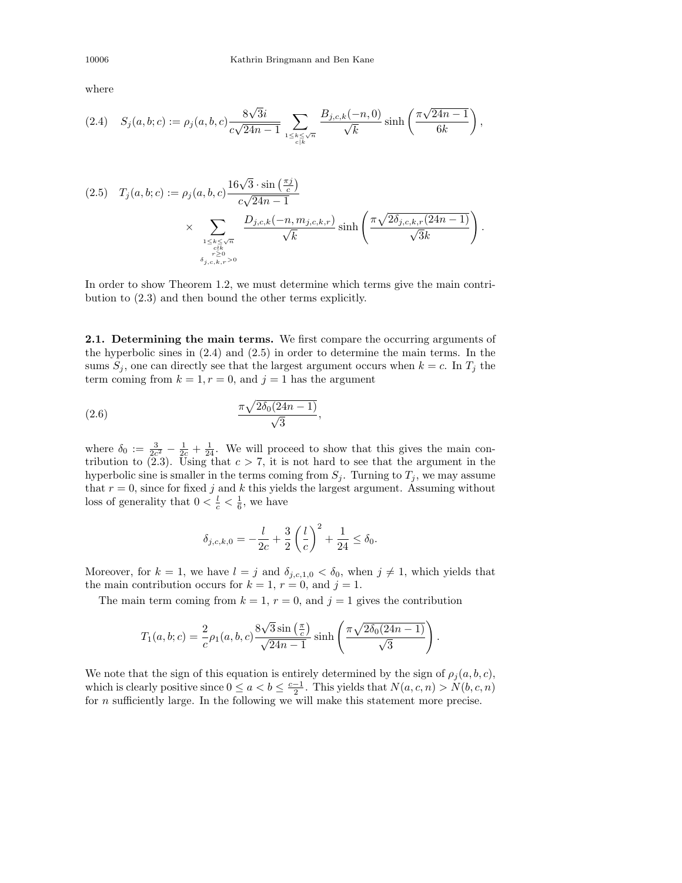where

$$S_j(a,b;c) := \rho_j(a,b,c)\frac{8\sqrt{3}i}{c\sqrt{24n-1}} \sum_{\substack{1\leq k\leq\sqrt{n}\\ c|k}} \frac{B_{j,c,k}(-n,0)}{\sqrt{k}} \sinh\left(\frac{\pi\sqrt{24n-1}}{6k}\right), \tag{2.4}$$

$$T_j(a,b;c) := \rho_j(a,b,c)\frac{16\sqrt{3}\cdot\sin\left(\frac{\pi j}{c}\right)}{c\sqrt{24n-1}} \times \sum_{\substack{1\leq k\leq\sqrt{n}\\ c\nmid k\\ r\geq 0\\ \delta_{j,c,k,r}>0}} \frac{D_{j,c,k}(-n,m_{j,c,k,r})}{\sqrt{k}} \sinh\left(\frac{\pi\sqrt{2\delta_{j,c,k,r}(24n-1)}}{\sqrt{3}k}\right). \tag{2.5}$$

In order to show Theorem 1.2, we must determine which terms give the main contribution to (2.3) and then bound the other terms explicitly.

**2.1. Determining the main terms.** We first compare the occurring arguments of the hyperbolic sines in (2.4) and (2.5) in order to determine the main terms. In the sums $S_j$, one can directly see that the largest argument occurs when $k=c$. In $T_j$ the term coming from $k=1, r=0$, and $j=1$ has the argument

$$\frac{\pi\sqrt{2\delta_0(24n-1)}}{\sqrt{3}}, \tag{2.6}$$

where $\delta_0 := \frac{3}{2c^2} - \frac{1}{2c} + \frac{1}{24}$. We will proceed to show that this gives the main contribution to (2.3). Using that $c>7$, it is not hard to see that the argument in the hyperbolic sine is smaller in the terms coming from $S_j$. Turning to $T_j$, we may assume that $r=0$, since for fixed $j$ and $k$ this yields the largest argument. Assuming without loss of generality that $0<\frac{l}{c}<\frac{1}{6}$, we have

$$\delta_{j,c,k,0} = -\frac{l}{2c} + \frac{3}{2}\left(\frac{l}{c}\right)^2 + \frac{1}{24} \leq \delta_0.$$

Moreover, for $k=1$, we have $l=j$ and $\delta_{j,c,1,0}<\delta_0$, when $j\neq 1$, which yields that the main contribution occurs for $k=1$, $r=0$, and $j=1$.

The main term coming from $k=1$, $r=0$, and $j=1$ gives the contribution

$$T_1(a,b;c) = \frac{2}{c}\rho_1(a,b,c)\frac{8\sqrt{3}\sin\left(\frac{\pi}{c}\right)}{\sqrt{24n-1}} \sinh\left(\frac{\pi\sqrt{2\delta_0(24n-1)}}{\sqrt{3}}\right).$$

We note that the sign of this equation is entirely determined by the sign of $\rho_j(a,b,c)$, which is clearly positive since $0\leq a<b\leq\frac{c-1}{2}$. This yields that $N(a,c,n)>N(b,c,n)$ for $n$ sufficiently large. In the following we will make this statement more precise.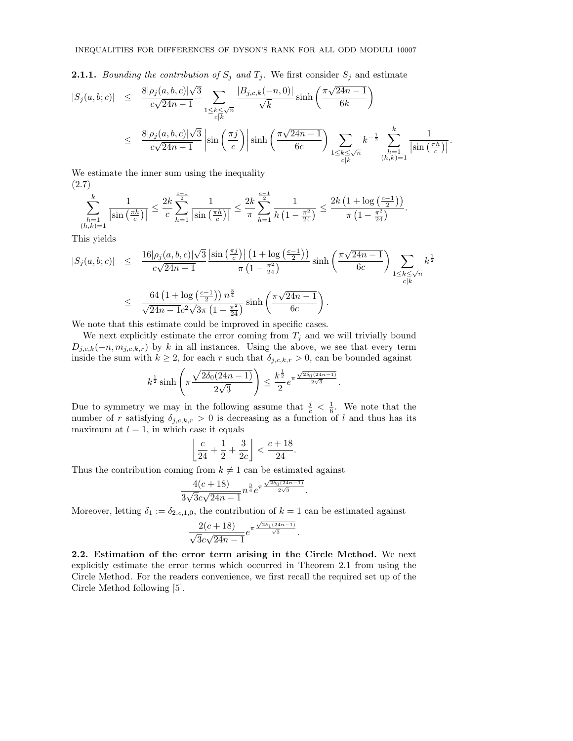**2.1.1.** *Bounding the contribution of $S_j$ and $T_j$.* We first consider $S_j$ and estimate

$$
\begin{aligned}
|S_j(a,b;c)| &\leq \frac{8|\rho_j(a,b,c)|\sqrt{3}}{c\sqrt{24n-1}} \sum_{\substack{1\leq k\leq\sqrt{n}\\ c|k}} \frac{|B_{j,c,k}(-n,0)|}{\sqrt{k}} \sinh\left(\frac{\pi\sqrt{24n-1}}{6k}\right)\\
&\leq \frac{8|\rho_j(a,b,c)|\sqrt{3}}{c\sqrt{24n-1}} \left|\sin\left(\frac{\pi j}{c}\right)\right| \sinh\left(\frac{\pi\sqrt{24n-1}}{6c}\right) \sum_{\substack{1\leq k\leq\sqrt{n}\\ c|k}} k^{-\frac{1}{2}} \sum_{\substack{h=1\\ (h,k)=1}}^{k} \frac{1}{\left|\sin\left(\frac{\pi h}{c}\right)\right|}.
\end{aligned}
$$

We estimate the inner sum using the inequality
(2.7)

$$
\sum_{\substack{h=1\\ (h,k)=1}}^{k} \frac{1}{\left|\sin\left(\frac{\pi h}{c}\right)\right|} \leq \frac{2k}{c}\sum_{h=1}^{\frac{c-1}{2}} \frac{1}{\left|\sin\left(\frac{\pi h}{c}\right)\right|} \leq \frac{2k}{\pi}\sum_{h=1}^{\frac{c-1}{2}} \frac{1}{h\left(1-\frac{\pi^2}{24}\right)} \leq \frac{2k\left(1+\log\left(\frac{c-1}{2}\right)\right)}{\pi\left(1-\frac{\pi^2}{24}\right)}.
$$

This yields

$$
\begin{aligned}
|S_j(a,b;c)| &\leq \frac{16|\rho_j(a,b,c)|\sqrt{3}}{c\sqrt{24n-1}} \frac{\left|\sin\left(\frac{\pi j}{c}\right)\right|\left(1+\log\left(\frac{c-1}{2}\right)\right)}{\pi\left(1-\frac{\pi^2}{24}\right)} \sinh\left(\frac{\pi\sqrt{24n-1}}{6c}\right) \sum_{\substack{1\leq k\leq\sqrt{n}\\ c|k}} k^{\frac{1}{2}}\\
&\leq \frac{64\left(1+\log\left(\frac{c-1}{2}\right)\right) n^{\frac{3}{4}}}{\sqrt{24n-1}\,c^2\sqrt{3}\pi\left(1-\frac{\pi^2}{24}\right)} \sinh\left(\frac{\pi\sqrt{24n-1}}{6c}\right).
\end{aligned}
$$

We note that this estimate could be improved in specific cases.

We next explicitly estimate the error coming from $T_j$ and we will trivially bound $D_{j,c,k}(-n, m_{j,c,k,r})$ by $k$ in all instances. Using the above, we see that every term inside the sum with $k \geq 2$, for each $r$ such that $\delta_{j,c,k,r} > 0$, can be bounded against

$$
k^{\frac{1}{2}} \sinh\left(\pi\frac{\sqrt{2\delta_0(24n-1)}}{2\sqrt{3}}\right) \leq \frac{k^{\frac{1}{2}}}{2} e^{\pi\frac{\sqrt{2\delta_0(24n-1)}}{2\sqrt{3}}}.
$$

Due to symmetry we may in the following assume that $\frac{j}{c} < \frac{1}{6}$. We note that the number of $r$ satisfying $\delta_{j,c,k,r} > 0$ is decreasing as a function of $l$ and thus has its maximum at $l = 1$, in which case it equals

$$
\left\lfloor \frac{c}{24} + \frac{1}{2} + \frac{3}{2c} \right\rfloor < \frac{c+18}{24}.
$$

Thus the contribution coming from $k \neq 1$ can be estimated against

$$
\frac{4(c+18)}{3\sqrt{3}c\sqrt{24n-1}} n^{\frac{3}{4}} e^{\pi\frac{\sqrt{2\delta_0(24n-1)}}{2\sqrt{3}}}.
$$

Moreover, letting $\delta_1 := \delta_{2,c,1,0}$, the contribution of $k = 1$ can be estimated against

$$
\frac{2(c+18)}{\sqrt{3}c\sqrt{24n-1}} e^{\pi\frac{\sqrt{2\delta_1(24n-1)}}{\sqrt{3}}}.
$$

**2.2. Estimation of the error term arising in the Circle Method.** We next explicitly estimate the error terms which occurred in Theorem 2.1 from using the Circle Method. For the readers convenience, we first recall the required set up of the Circle Method following [5].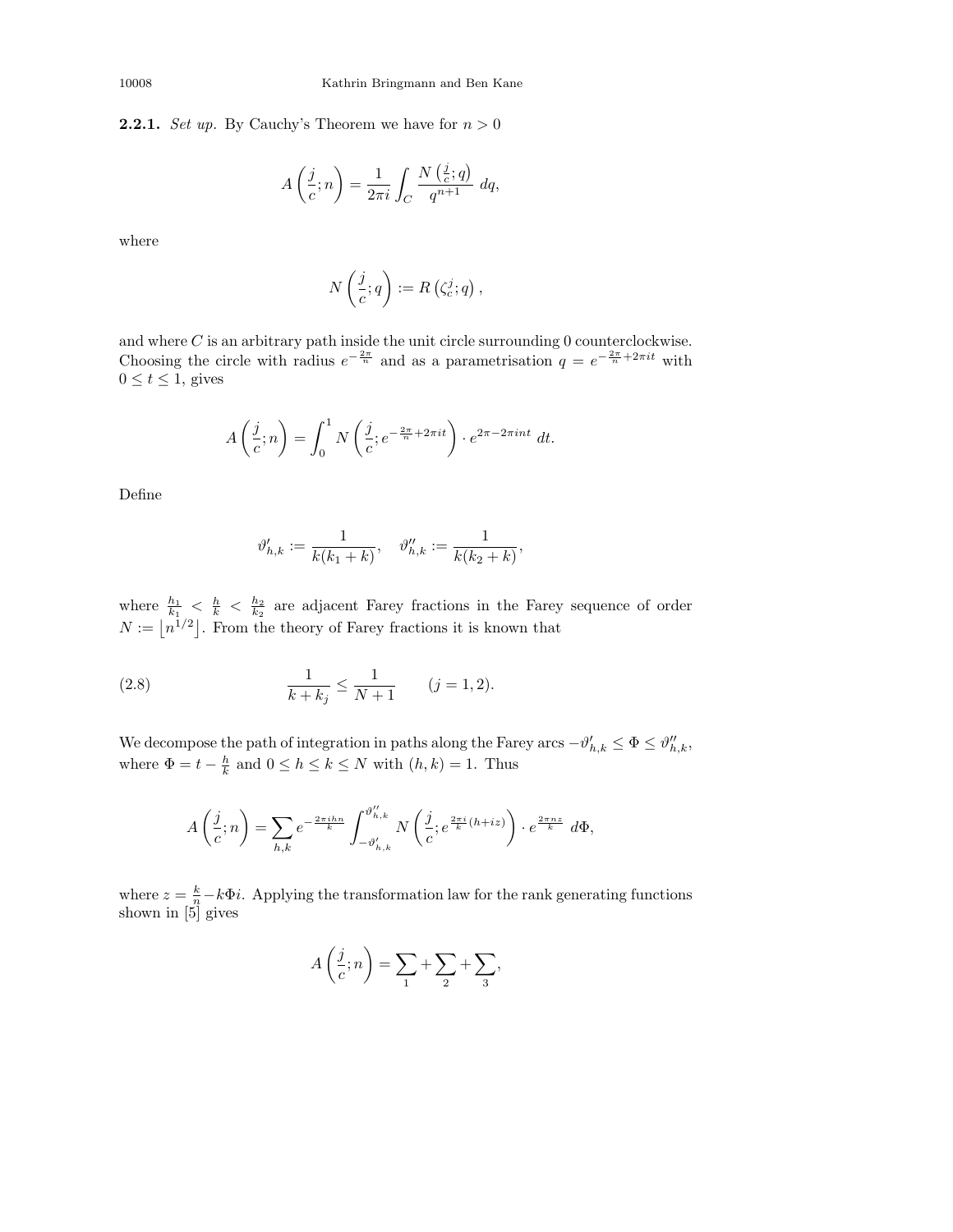**2.2.1.** *Set up.* By Cauchy's Theorem we have for $n > 0$

$$A\left(\frac{j}{c}; n\right) = \frac{1}{2\pi i} \int_C \frac{N\left(\frac{j}{c}; q\right)}{q^{n+1}} \, dq,$$

where

$$N\left(\frac{j}{c}; q\right) := R\left(\zeta_c^j; q\right),$$

and where $C$ is an arbitrary path inside the unit circle surrounding 0 counterclockwise. Choosing the circle with radius $e^{-\frac{2\pi}{n}}$ and as a parametrisation $q = e^{-\frac{2\pi}{n} + 2\pi i t}$ with $0 \leq t \leq 1$, gives

$$A\left(\frac{j}{c}; n\right) = \int_0^1 N\left(\frac{j}{c}; e^{-\frac{2\pi}{n} + 2\pi i t}\right) \cdot e^{2\pi - 2\pi i n t} \, dt.$$

Define

$$\vartheta'_{h,k} := \frac{1}{k(k_1 + k)}, \quad \vartheta''_{h,k} := \frac{1}{k(k_2 + k)},$$

where $\frac{h_1}{k_1} < \frac{h}{k} < \frac{h_2}{k_2}$ are adjacent Farey fractions in the Farey sequence of order $N := \lfloor n^{1/2} \rfloor$. From the theory of Farey fractions it is known that

$$\frac{1}{k + k_j} \leq \frac{1}{N+1} \qquad (j = 1, 2). \tag{2.8}$$

We decompose the path of integration in paths along the Farey arcs $-\vartheta'_{h,k} \leq \Phi \leq \vartheta''_{h,k}$, where $\Phi = t - \frac{h}{k}$ and $0 \leq h \leq k \leq N$ with $(h, k) = 1$. Thus

$$A\left(\frac{j}{c}; n\right) = \sum_{h,k} e^{-\frac{2\pi i h n}{k}} \int_{-\vartheta'_{h,k}}^{\vartheta''_{h,k}} N\left(\frac{j}{c}; e^{\frac{2\pi i}{k}(h + iz)}\right) \cdot e^{\frac{2\pi n z}{k}} \, d\Phi,$$

where $z = \frac{k}{n} - k\Phi i$. Applying the transformation law for the rank generating functions shown in [5] gives

$$A\left(\frac{j}{c}; n\right) = \sum_1 + \sum_2 + \sum_3,$$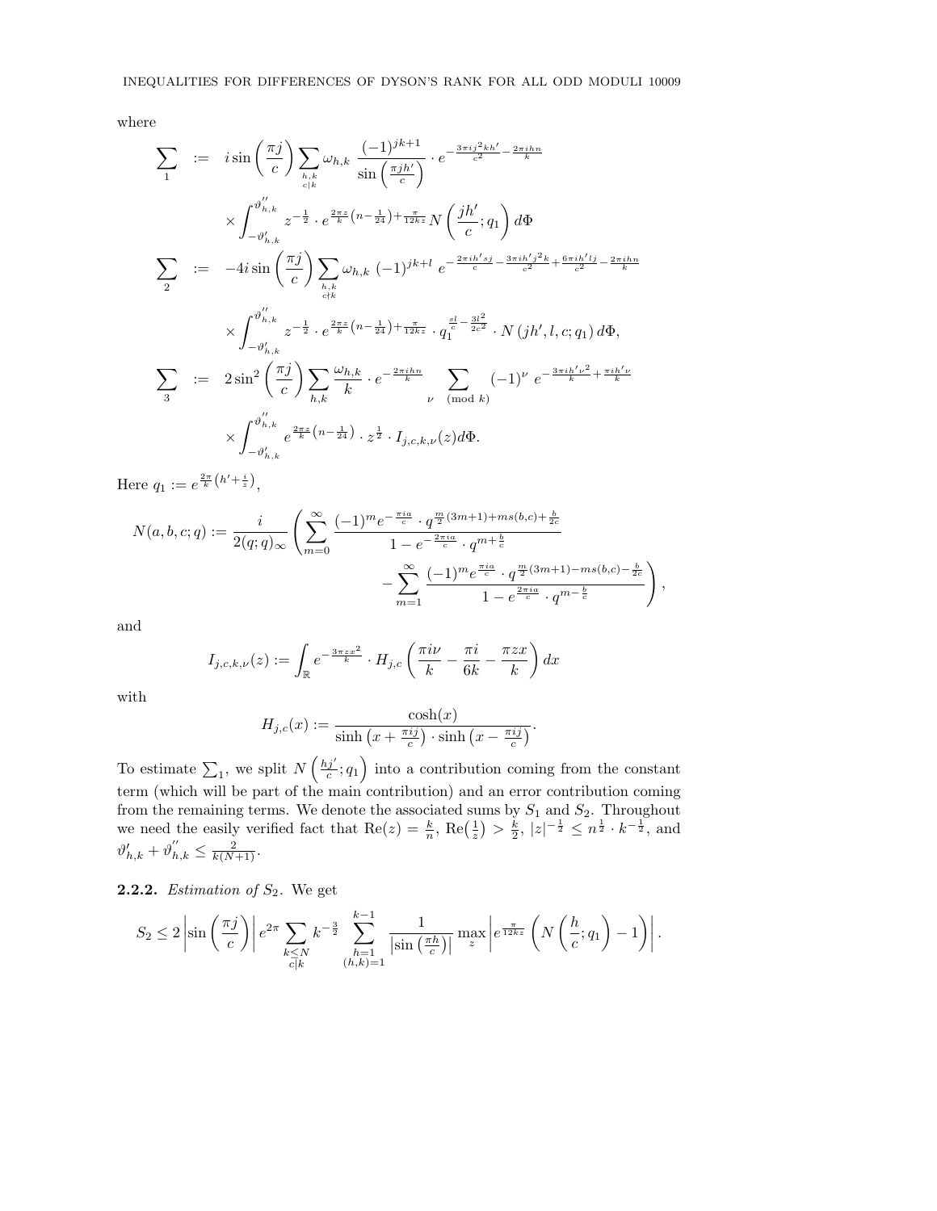where

$$\sum_1 := i \sin\left(\frac{\pi j}{c}\right) \sum_{\substack{h,k \\ c|k}} \omega_{h,k} \, \frac{(-1)^{jk+1}}{\sin\left(\frac{\pi j h'}{c}\right)} \cdot e^{-\frac{3\pi i j^2 k h'}{c^2} - \frac{2\pi i h n}{k}}$$

$$\times \int_{-\vartheta'_{h,k}}^{\vartheta''_{h,k}} z^{-\frac{1}{2}} \cdot e^{\frac{2\pi z}{k}\left(n - \frac{1}{24}\right) + \frac{\pi}{12kz}} N\left(\frac{jh'}{c}; q_1\right) d\Phi$$

$$\sum_2 := -4i \sin\left(\frac{\pi j}{c}\right) \sum_{\substack{h,k \\ c\nmid k}} \omega_{h,k} \, (-1)^{jk+l} \, e^{-\frac{2\pi i h' s j}{c} - \frac{3\pi i h' j^2 k}{c^2} + \frac{6\pi i h' l j}{c^2} - \frac{2\pi i h n}{k}}$$

$$\times \int_{-\vartheta'_{h,k}}^{\vartheta''_{h,k}} z^{-\frac{1}{2}} \cdot e^{\frac{2\pi z}{k}\left(n - \frac{1}{24}\right) + \frac{\pi}{12kz}} \cdot q_1^{\frac{sl}{c} - \frac{3l^2}{2c^2}} \cdot N\left(jh', l, c; q_1\right) d\Phi,$$

$$\sum_3 := 2 \sin^2\left(\frac{\pi j}{c}\right) \sum_{h,k} \frac{\omega_{h,k}}{k} \cdot e^{-\frac{2\pi i h n}{k}} \sum_{\nu \pmod k} (-1)^{\nu} \, e^{-\frac{3\pi i h' \nu^2}{k} + \frac{\pi i h' \nu}{k}}$$

$$\times \int_{-\vartheta'_{h,k}}^{\vartheta''_{h,k}} e^{\frac{2\pi z}{k}\left(n - \frac{1}{24}\right)} \cdot z^{\frac{1}{2}} \cdot I_{j,c,k,\nu}(z) d\Phi.$$

Here $q_1 := e^{\frac{2\pi}{k}\left(h' + \frac{i}{z}\right)}$,

$$N(a,b,c;q) := \frac{i}{2(q;q)_\infty} \left( \sum_{m=0}^{\infty} \frac{(-1)^m e^{-\frac{\pi i a}{c}} \cdot q^{\frac{m}{2}(3m+1) + ms(b,c) + \frac{b}{2c}}}{1 - e^{-\frac{2\pi i a}{c}} \cdot q^{m + \frac{b}{c}}} - \sum_{m=1}^{\infty} \frac{(-1)^m e^{\frac{\pi i a}{c}} \cdot q^{\frac{m}{2}(3m+1) - ms(b,c) - \frac{b}{2c}}}{1 - e^{\frac{2\pi i a}{c}} \cdot q^{m - \frac{b}{c}}} \right),$$

and

$$I_{j,c,k,\nu}(z) := \int_{\mathbb{R}} e^{-\frac{3\pi z x^2}{k}} \cdot H_{j,c}\left(\frac{\pi i \nu}{k} - \frac{\pi i}{6k} - \frac{\pi z x}{k}\right) dx$$

with

$$H_{j,c}(x) := \frac{\cosh(x)}{\sinh\left(x + \frac{\pi i j}{c}\right) \cdot \sinh\left(x - \frac{\pi i j}{c}\right)}.$$

To estimate $\sum_1$, we split $N\left(\frac{hj'}{c}; q_1\right)$ into a contribution coming from the constant term (which will be part of the main contribution) and an error contribution coming from the remaining terms. We denote the associated sums by $S_1$ and $S_2$. Throughout we need the easily verified fact that $\mathrm{Re}(z) = \frac{k}{n}$, $\mathrm{Re}\left(\frac{1}{z}\right) > \frac{k}{2}$, $|z|^{-\frac{1}{2}} \leq n^{\frac{1}{2}} \cdot k^{-\frac{1}{2}}$, and $\vartheta'_{h,k} + \vartheta''_{h,k} \leq \frac{2}{k(N+1)}$.

**2.2.2.** *Estimation of $S_2$.* We get

$$S_2 \leq 2 \left| \sin\left(\frac{\pi j}{c}\right) \right| e^{2\pi} \sum_{\substack{k \leq N \\ c|k}} k^{-\frac{3}{2}} \sum_{\substack{h=1 \\ (h,k)=1}}^{k-1} \frac{1}{\left|\sin\left(\frac{\pi h}{c}\right)\right|} \max_z \left| e^{\frac{\pi}{12kz}} \left( N\left(\frac{h}{c}; q_1\right) - 1 \right) \right|.$$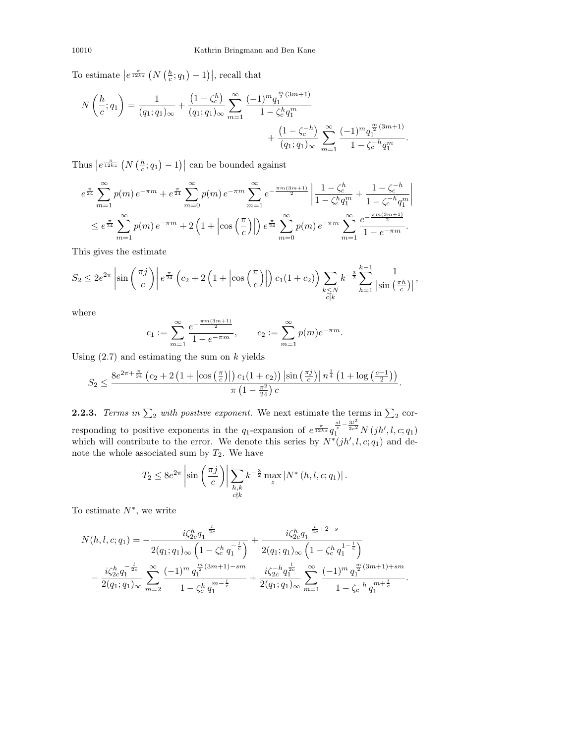To estimate $\left|e^{\frac{\pi}{12kz}}\left(N\left(\frac{h}{c};q_1\right)-1\right)\right|$, recall that

$$N\left(\frac{h}{c};q_1\right)=\frac{1}{(q_1;q_1)_\infty}+\frac{\left(1-\zeta_c^h\right)}{(q_1;q_1)_\infty}\sum_{m=1}^{\infty}\frac{(-1)^m q_1^{\frac{m}{2}(3m+1)}}{1-\zeta_c^h q_1^m}+\frac{\left(1-\zeta_c^{-h}\right)}{(q_1;q_1)_\infty}\sum_{m=1}^{\infty}\frac{(-1)^m q_1^{\frac{m}{2}(3m+1)}}{1-\zeta_c^{-h} q_1^m}.$$

Thus $\left|e^{\frac{\pi}{12kz}}\left(N\left(\frac{h}{c};q_1\right)-1\right)\right|$ can be bounded against

$$\begin{aligned}
&e^{\frac{\pi}{24}}\sum_{m=1}^{\infty}p(m)\,e^{-\pi m}+e^{\frac{\pi}{24}}\sum_{m=0}^{\infty}p(m)\,e^{-\pi m}\sum_{m=1}^{\infty}e^{-\frac{\pi m(3m+1)}{2}}\left|\frac{1-\zeta_c^h}{1-\zeta_c^h q_1^m}+\frac{1-\zeta_c^{-h}}{1-\zeta_c^{-h} q_1^m}\right|\\
&\quad\leq e^{\frac{\pi}{24}}\sum_{m=1}^{\infty}p(m)\,e^{-\pi m}+2\left(1+\left|\cos\left(\frac{\pi}{c}\right)\right|\right)e^{\frac{\pi}{24}}\sum_{m=0}^{\infty}p(m)\,e^{-\pi m}\sum_{m=1}^{\infty}\frac{e^{-\frac{\pi m(3m+1)}{2}}}{1-e^{-\pi m}}.
\end{aligned}$$

This gives the estimate

$$S_2\leq 2e^{2\pi}\left|\sin\left(\frac{\pi j}{c}\right)\right|e^{\frac{\pi}{24}}\left(c_2+2\left(1+\left|\cos\left(\frac{\pi}{c}\right)\right|\right)c_1(1+c_2)\right)\sum_{\substack{k\leq N\\ c|k}}k^{-\frac{3}{2}}\sum_{h=1}^{k-1}\frac{1}{\left|\sin\left(\frac{\pi h}{c}\right)\right|},$$

where

$$c_1:=\sum_{m=1}^{\infty}\frac{e^{-\frac{\pi m(3m+1)}{2}}}{1-e^{-\pi m}},\qquad c_2:=\sum_{m=1}^{\infty}p(m)e^{-\pi m}.$$

Using (2.7) and estimating the sum on $k$ yields

$$S_2\leq\frac{8e^{2\pi+\frac{\pi}{24}}\left(c_2+2\left(1+\left|\cos\left(\frac{\pi}{c}\right)\right|\right)c_1(1+c_2)\right)\left|\sin\left(\frac{\pi j}{c}\right)\right|n^{\frac{1}{4}}\left(1+\log\left(\frac{c-1}{2}\right)\right)}{\pi\left(1-\frac{\pi^2}{24}\right)c}.$$

**2.2.3.** *Terms in $\sum_2$ with positive exponent.* We next estimate the terms in $\sum_2$ corresponding to positive exponents in the $q_1$-expansion of $e^{\frac{\pi}{12kz}}q_1^{\frac{sl}{c}-\frac{3l^2}{2c^2}}N\left(jh',l,c;q_1\right)$ which will contribute to the error. We denote this series by $N^*(jh',l,c;q_1)$ and denote the whole associated sum by $T_2$. We have

$$T_2\leq 8e^{2\pi}\left|\sin\left(\frac{\pi j}{c}\right)\right|\sum_{\substack{h,k\\ c\nmid k}}k^{-\frac{3}{2}}\max_z\left|N^*\left(h,l,c;q_1\right)\right|.$$

To estimate $N^*$, we write

$$\begin{aligned}
N(h,l,c;q_1)=&-\frac{i\zeta_{2c}^h q_1^{-\frac{l}{2c}}}{2(q_1;q_1)_\infty\left(1-\zeta_c^h\,q_1^{-\frac{l}{c}}\right)}+\frac{i\zeta_{2c}^h q_1^{-\frac{l}{2c}+2-s}}{2(q_1;q_1)_\infty\left(1-\zeta_c^h\,q_1^{1-\frac{l}{c}}\right)}\\
&-\frac{i\zeta_{2c}^h q_1^{-\frac{l}{2c}}}{2(q_1;q_1)_\infty}\sum_{m=2}^{\infty}\frac{(-1)^m\,q_1^{\frac{m}{2}(3m+1)-sm}}{1-\zeta_c^h\,q_1^{m-\frac{l}{c}}}+\frac{i\zeta_{2c}^{-h}q_1^{\frac{l}{2c}}}{2(q_1;q_1)_\infty}\sum_{m=1}^{\infty}\frac{(-1)^m\,q_1^{\frac{m}{2}(3m+1)+sm}}{1-\zeta_c^{-h}\,q_1^{m+\frac{l}{c}}}.
\end{aligned}$$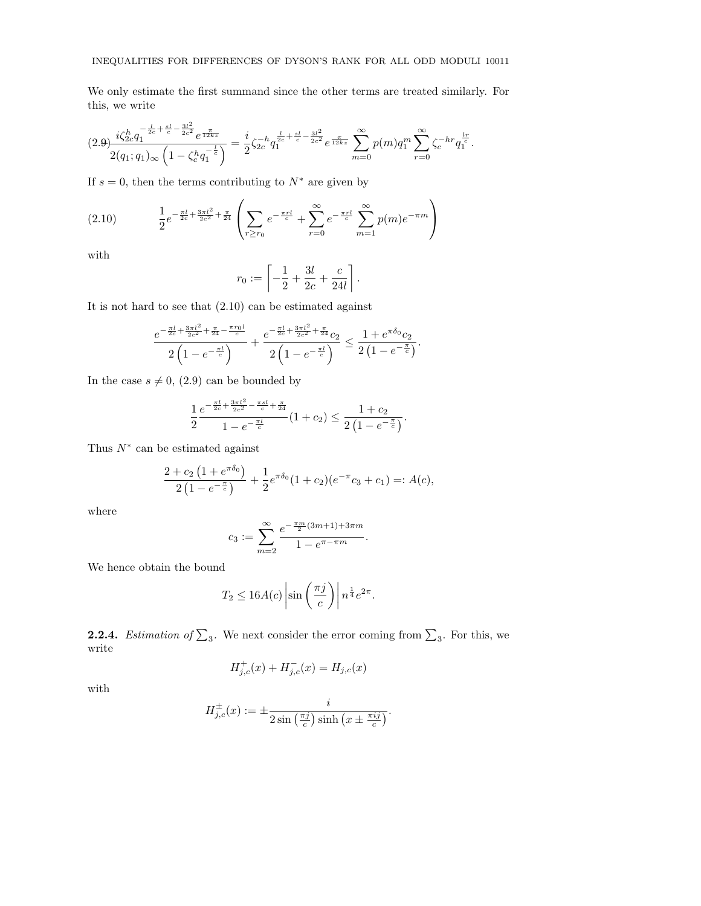We only estimate the first summand since the other terms are treated similarly. For this, we write

$$\frac{i\zeta_{2c}^{h} q_1^{-\frac{l}{2c}+\frac{sl}{c}-\frac{3l^2}{2c^2}} e^{\frac{\pi}{12kz}}}{2(q_1;q_1)_\infty\left(1-\zeta_c^h q_1^{-\frac{l}{c}}\right)} = \frac{i}{2}\zeta_{2c}^{-h} q_1^{\frac{l}{2c}+\frac{sl}{c}-\frac{3l^2}{2c^2}} e^{\frac{\pi}{12kz}} \sum_{m=0}^{\infty} p(m) q_1^m \sum_{r=0}^{\infty} \zeta_c^{-hr} q_1^{\frac{lr}{c}}. \tag{2.9}$$

If $s=0$, then the terms contributing to $N^*$ are given by

$$\frac{1}{2} e^{-\frac{\pi l}{2c}+\frac{3\pi l^2}{2c^2}+\frac{\pi}{24}} \left( \sum_{r \geq r_0} e^{-\frac{\pi r l}{c}} + \sum_{r=0}^{\infty} e^{-\frac{\pi r l}{c}} \sum_{m=1}^{\infty} p(m) e^{-\pi m} \right) \tag{2.10}$$

with

$$r_0 := \left\lceil -\frac{1}{2} + \frac{3l}{2c} + \frac{c}{24l} \right\rceil.$$

It is not hard to see that (2.10) can be estimated against

$$\frac{e^{-\frac{\pi l}{2c}+\frac{3\pi l^2}{2c^2}+\frac{\pi}{24}-\frac{\pi r_0 l}{c}}}{2\left(1-e^{-\frac{\pi l}{c}}\right)} + \frac{e^{-\frac{\pi l}{2c}+\frac{3\pi l^2}{2c^2}+\frac{\pi}{24}} c_2}{2\left(1-e^{-\frac{\pi l}{c}}\right)} \leq \frac{1+e^{\pi\delta_0} c_2}{2\left(1-e^{-\frac{\pi}{c}}\right)}.$$

In the case $s \neq 0$, (2.9) can be bounded by

$$\frac{1}{2} \frac{e^{-\frac{\pi l}{2c}+\frac{3\pi l^2}{2c^2}-\frac{\pi s l}{c}+\frac{\pi}{24}}}{1-e^{-\frac{\pi l}{c}}} (1+c_2) \leq \frac{1+c_2}{2\left(1-e^{-\frac{\pi}{c}}\right)}.$$

Thus $N^*$ can be estimated against

$$\frac{2+c_2\left(1+e^{\pi\delta_0}\right)}{2\left(1-e^{-\frac{\pi}{c}}\right)} + \frac{1}{2} e^{\pi\delta_0}(1+c_2)(e^{-\pi} c_3 + c_1) =: A(c),$$

where

$$c_3 := \sum_{m=2}^{\infty} \frac{e^{-\frac{\pi m}{2}(3m+1)+3\pi m}}{1-e^{\pi-\pi m}}.$$

We hence obtain the bound

$$T_2 \leq 16 A(c) \left| \sin\left(\frac{\pi j}{c}\right) \right| n^{\frac{1}{4}} e^{2\pi}.$$

**2.2.4.** *Estimation of* $\sum_3$. We next consider the error coming from $\sum_3$. For this, we write

$$H_{j,c}^{+}(x) + H_{j,c}^{-}(x) = H_{j,c}(x)$$

with

$$H_{j,c}^{\pm}(x) := \pm \frac{i}{2\sin\left(\frac{\pi j}{c}\right)\sinh\left(x \pm \frac{\pi i j}{c}\right)}.$$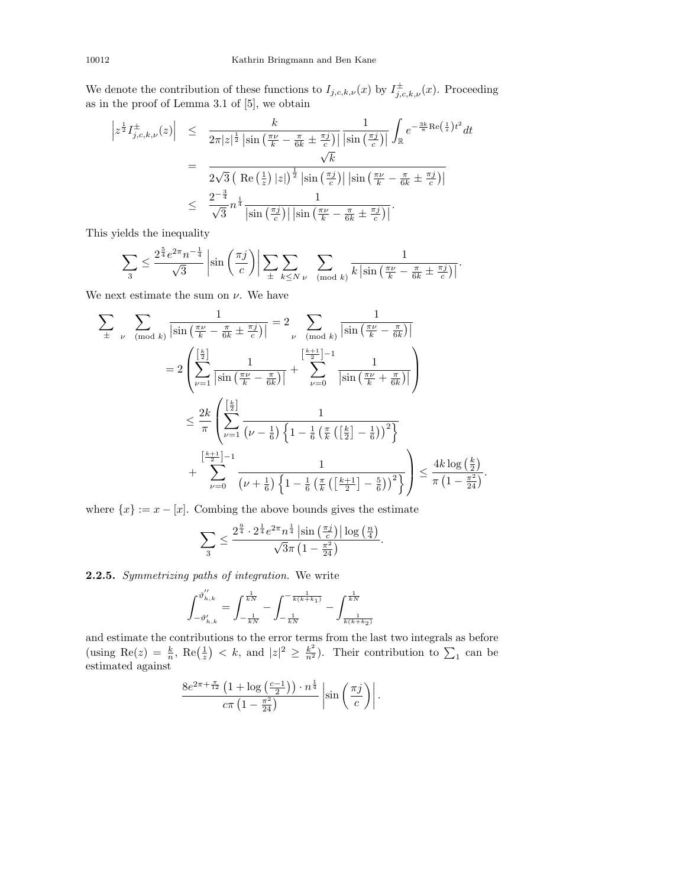We denote the contribution of these functions to $I_{j,c,k,\nu}(x)$ by $I^{\pm}_{j,c,k,\nu}(x)$. Proceeding as in the proof of Lemma 3.1 of [5], we obtain

$$
\begin{aligned}
\left|z^{\frac{1}{2}} I^{\pm}_{j,c,k,\nu}(z)\right| &\leq \frac{k}{2\pi |z|^{\frac{1}{2}} \left|\sin\left(\frac{\pi\nu}{k} - \frac{\pi}{6k} \pm \frac{\pi j}{c}\right)\right|} \frac{1}{\left|\sin\left(\frac{\pi j}{c}\right)\right|} \int_{\mathbb{R}} e^{-\frac{3k}{\pi}\mathrm{Re}\left(\frac{1}{z}\right)t^2} dt \\
&= \frac{\sqrt{k}}{2\sqrt{3}\left(\mathrm{Re}\left(\frac{1}{z}\right)|z|\right)^{\frac{1}{2}} \left|\sin\left(\frac{\pi j}{c}\right)\right| \left|\sin\left(\frac{\pi\nu}{k} - \frac{\pi}{6k} \pm \frac{\pi j}{c}\right)\right|} \\
&\leq \frac{2^{-\frac{3}{4}}}{\sqrt{3}} n^{\frac{1}{4}} \frac{1}{\left|\sin\left(\frac{\pi j}{c}\right)\right| \left|\sin\left(\frac{\pi\nu}{k} - \frac{\pi}{6k} \pm \frac{\pi j}{c}\right)\right|}.
\end{aligned}
$$

This yields the inequality

$$
\sum_3 \leq \frac{2^{\frac{5}{4}} e^{2\pi} n^{-\frac{1}{4}}}{\sqrt{3}} \left|\sin\left(\frac{\pi j}{c}\right)\right| \sum_{\pm} \sum_{k \leq N} \sum_{\nu \pmod k} \frac{1}{k\left|\sin\left(\frac{\pi\nu}{k} - \frac{\pi}{6k} \pm \frac{\pi j}{c}\right)\right|}.
$$

We next estimate the sum on $\nu$. We have

$$
\begin{aligned}
\sum_{\pm} \sum_{\nu \pmod k} \frac{1}{\left|\sin\left(\frac{\pi\nu}{k} - \frac{\pi}{6k} \pm \frac{\pi j}{c}\right)\right|} &= 2 \sum_{\nu \pmod k} \frac{1}{\left|\sin\left(\frac{\pi\nu}{k} - \frac{\pi}{6k}\right)\right|} \\
&= 2\left(\sum_{\nu=1}^{\left[\frac{k}{2}\right]} \frac{1}{\left|\sin\left(\frac{\pi\nu}{k} - \frac{\pi}{6k}\right)\right|} + \sum_{\nu=0}^{\left[\frac{k+1}{2}\right]-1} \frac{1}{\left|\sin\left(\frac{\pi\nu}{k} + \frac{\pi}{6k}\right)\right|}\right) \\
&\leq \frac{2k}{\pi}\left(\sum_{\nu=1}^{\left[\frac{k}{2}\right]} \frac{1}{\left(\nu - \frac{1}{6}\right)\left\{1 - \frac{1}{6}\left(\frac{\pi}{k}\left(\left[\frac{k}{2}\right] - \frac{1}{6}\right)\right)^2\right\}} \right. \\
&\quad \left. + \sum_{\nu=0}^{\left[\frac{k+1}{2}\right]-1} \frac{1}{\left(\nu + \frac{1}{6}\right)\left\{1 - \frac{1}{6}\left(\frac{\pi}{k}\left(\left[\frac{k+1}{2}\right] - \frac{5}{6}\right)\right)^2\right\}}\right) \leq \frac{4k\log\left(\frac{k}{2}\right)}{\pi\left(1 - \frac{\pi^2}{24}\right)}.
\end{aligned}
$$

where $\{x\} := x - [x]$. Combing the above bounds gives the estimate

$$
\sum_3 \leq \frac{2^{\frac{9}{4}} \cdot 2^{\frac{1}{4}} e^{2\pi} n^{\frac{1}{4}} \left|\sin\left(\frac{\pi j}{c}\right)\right| \log\left(\frac{n}{4}\right)}{\sqrt{3}\pi\left(1 - \frac{\pi^2}{24}\right)}.
$$

**2.2.5.** *Symmetrizing paths of integration.* We write

$$
\int_{-\vartheta'_{h,k}}^{\vartheta''_{h,k}} = \int_{-\frac{1}{kN}}^{\frac{1}{kN}} - \int_{-\frac{1}{kN}}^{-\frac{1}{k(k+k_1)}} - \int_{\frac{1}{k(k+k_2)}}^{\frac{1}{kN}}
$$

and estimate the contributions to the error terms from the last two integrals as before (using $\mathrm{Re}(z) = \frac{k}{n}$, $\mathrm{Re}\left(\frac{1}{z}\right) < k$, and $|z|^2 \geq \frac{k^2}{n^2}$). Their contribution to $\sum_1$ can be estimated against

$$
\frac{8e^{2\pi + \frac{\pi}{12}}\left(1 + \log\left(\frac{c-1}{2}\right)\right) \cdot n^{\frac{1}{4}}}{c\pi\left(1 - \frac{\pi^2}{24}\right)} \left|\sin\left(\frac{\pi j}{c}\right)\right|.
$$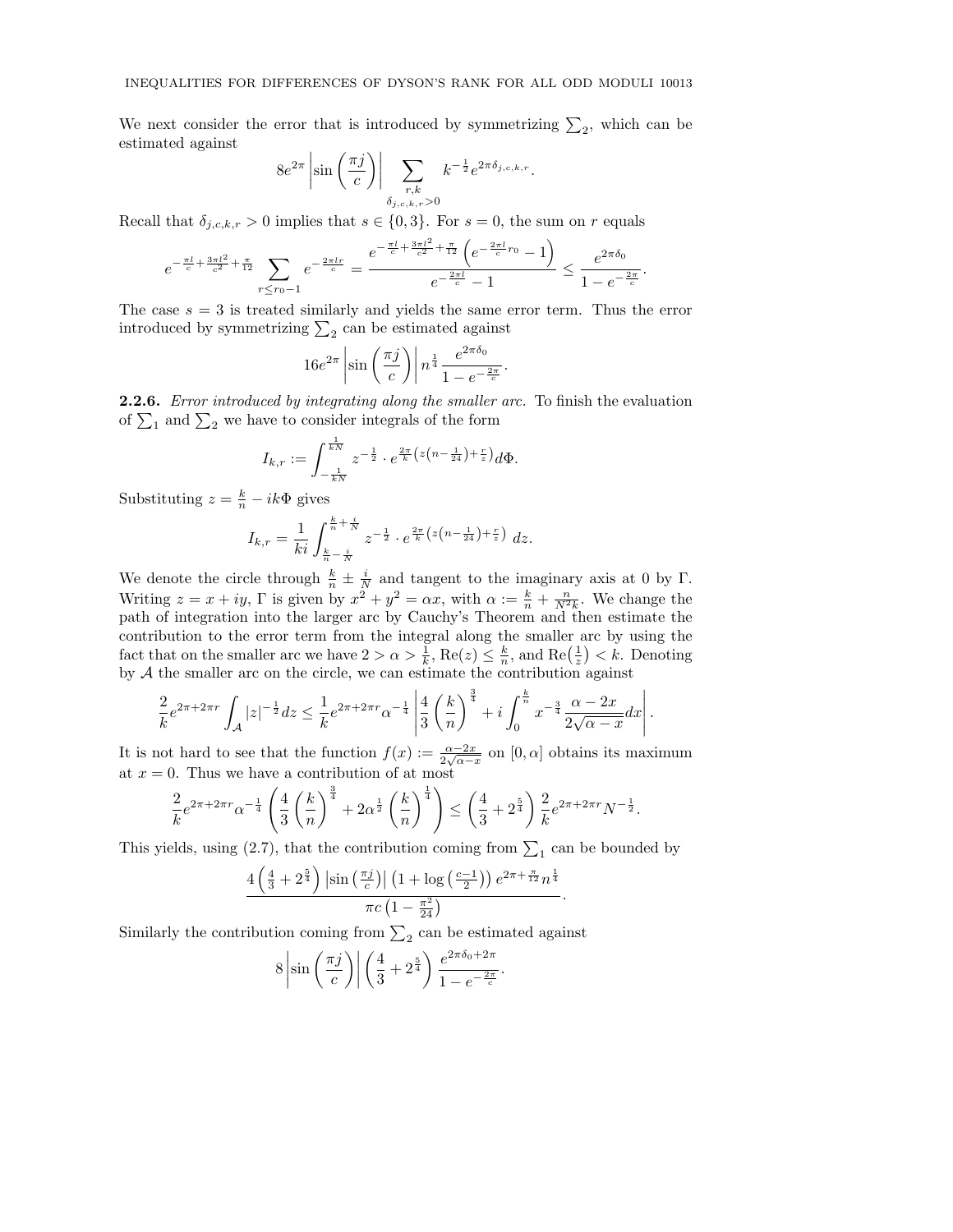We next consider the error that is introduced by symmetrizing $\sum_2$, which can be estimated against

$$8e^{2\pi}\left|\sin\left(\frac{\pi j}{c}\right)\right| \sum_{\substack{r,k\\ \delta_{j,c,k,r}>0}} k^{-\frac{1}{2}} e^{2\pi\delta_{j,c,k,r}}.$$

Recall that $\delta_{j,c,k,r}>0$ implies that $s\in\{0,3\}$. For $s=0$, the sum on $r$ equals

$$e^{-\frac{\pi l}{c}+\frac{3\pi l^2}{c^2}+\frac{\pi}{12}} \sum_{r\leq r_0-1} e^{-\frac{2\pi l r}{c}} = \frac{e^{-\frac{\pi l}{c}+\frac{3\pi l^2}{c^2}+\frac{\pi}{12}}\left(e^{-\frac{2\pi l}{c}r_0}-1\right)}{e^{-\frac{2\pi l}{c}}-1} \leq \frac{e^{2\pi\delta_0}}{1-e^{-\frac{2\pi}{c}}}.$$

The case $s=3$ is treated similarly and yields the same error term. Thus the error introduced by symmetrizing $\sum_2$ can be estimated against

$$16e^{2\pi}\left|\sin\left(\frac{\pi j}{c}\right)\right| n^{\frac{1}{4}} \frac{e^{2\pi\delta_0}}{1-e^{-\frac{2\pi}{c}}}.$$

**2.2.6.** *Error introduced by integrating along the smaller arc.* To finish the evaluation of $\sum_1$ and $\sum_2$ we have to consider integrals of the form

$$I_{k,r} := \int_{-\frac{1}{kN}}^{\frac{1}{kN}} z^{-\frac{1}{2}} \cdot e^{\frac{2\pi}{k}\left(z\left(n-\frac{1}{24}\right)+\frac{r}{z}\right)} d\Phi.$$

Substituting $z=\frac{k}{n}-ik\Phi$ gives

$$I_{k,r} = \frac{1}{ki}\int_{\frac{k}{n}-\frac{i}{N}}^{\frac{k}{n}+\frac{i}{N}} z^{-\frac{1}{2}} \cdot e^{\frac{2\pi}{k}\left(z\left(n-\frac{1}{24}\right)+\frac{r}{z}\right)}\, dz.$$

We denote the circle through $\frac{k}{n}\pm\frac{i}{N}$ and tangent to the imaginary axis at 0 by $\Gamma$. Writing $z=x+iy$, $\Gamma$ is given by $x^2+y^2=\alpha x$, with $\alpha := \frac{k}{n}+\frac{n}{N^2k}$. We change the path of integration into the larger arc by Cauchy's Theorem and then estimate the contribution to the error term from the integral along the smaller arc by using the fact that on the smaller arc we have $2>\alpha>\frac{1}{k}$, $\mathrm{Re}(z)\leq\frac{k}{n}$, and $\mathrm{Re}\left(\frac{1}{z}\right)<k$. Denoting by $\mathcal{A}$ the smaller arc on the circle, we can estimate the contribution against

$$\frac{2}{k}e^{2\pi+2\pi r}\int_{\mathcal{A}} |z|^{-\frac{1}{2}}dz \leq \frac{1}{k}e^{2\pi+2\pi r}\alpha^{-\frac{1}{4}}\left|\frac{4}{3}\left(\frac{k}{n}\right)^{\frac{3}{4}} + i\int_0^{\frac{k}{n}} x^{-\frac{3}{4}}\frac{\alpha-2x}{2\sqrt{\alpha-x}}dx\right|.$$

It is not hard to see that the function $f(x):=\frac{\alpha-2x}{2\sqrt{\alpha-x}}$ on $[0,\alpha]$ obtains its maximum at $x=0$. Thus we have a contribution of at most

$$\frac{2}{k}e^{2\pi+2\pi r}\alpha^{-\frac{1}{4}}\left(\frac{4}{3}\left(\frac{k}{n}\right)^{\frac{3}{4}} + 2\alpha^{\frac{1}{2}}\left(\frac{k}{n}\right)^{\frac{1}{4}}\right) \leq \left(\frac{4}{3}+2^{\frac{5}{4}}\right)\frac{2}{k}e^{2\pi+2\pi r}N^{-\frac{1}{2}}.$$

This yields, using (2.7), that the contribution coming from $\sum_1$ can be bounded by

$$\frac{4\left(\frac{4}{3}+2^{\frac{5}{4}}\right)\left|\sin\left(\frac{\pi j}{c}\right)\right|\left(1+\log\left(\frac{c-1}{2}\right)\right)e^{2\pi+\frac{\pi}{12}}n^{\frac{1}{4}}}{\pi c\left(1-\frac{\pi^2}{24}\right)}.$$

Similarly the contribution coming from $\sum_2$ can be estimated against

$$8\left|\sin\left(\frac{\pi j}{c}\right)\right|\left(\frac{4}{3}+2^{\frac{5}{4}}\right)\frac{e^{2\pi\delta_0+2\pi}}{1-e^{-\frac{2\pi}{c}}}.$$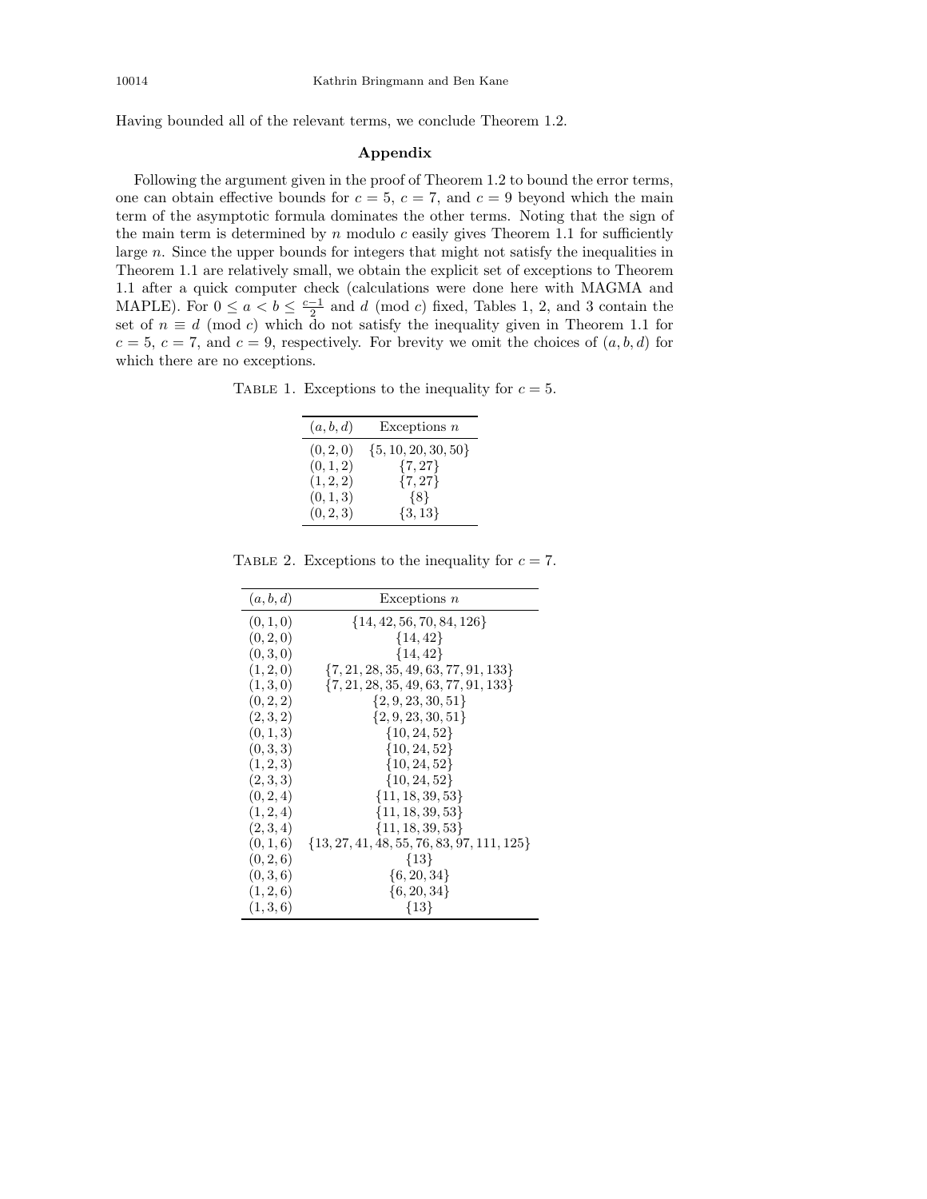Having bounded all of the relevant terms, we conclude Theorem 1.2.

## Appendix

Following the argument given in the proof of Theorem 1.2 to bound the error terms, one can obtain effective bounds for $c = 5$, $c = 7$, and $c = 9$ beyond which the main term of the asymptotic formula dominates the other terms. Noting that the sign of the main term is determined by $n$ modulo $c$ easily gives Theorem 1.1 for sufficiently large $n$. Since the upper bounds for integers that might not satisfy the inequalities in Theorem 1.1 are relatively small, we obtain the explicit set of exceptions to Theorem 1.1 after a quick computer check (calculations were done here with MAGMA and MAPLE). For $0 \leq a < b \leq \frac{c-1}{2}$ and $d \pmod{c}$ fixed, Tables 1, 2, and 3 contain the set of $n \equiv d \pmod{c}$ which do not satisfy the inequality given in Theorem 1.1 for $c = 5$, $c = 7$, and $c = 9$, respectively. For brevity we omit the choices of $(a, b, d)$ for which there are no exceptions.

TABLE 1. Exceptions to the inequality for $c = 5$.

| $(a, b, d)$ | Exceptions $n$ |
|---|---|
| $(0, 2, 0)$ | $\{5, 10, 20, 30, 50\}$ |
| $(0, 1, 2)$ | $\{7, 27\}$ |
| $(1, 2, 2)$ | $\{7, 27\}$ |
| $(0, 1, 3)$ | $\{8\}$ |
| $(0, 2, 3)$ | $\{3, 13\}$ |

TABLE 2. Exceptions to the inequality for $c = 7$.

| $(a, b, d)$ | Exceptions $n$ |
|---|---|
| $(0, 1, 0)$ | $\{14, 42, 56, 70, 84, 126\}$ |
| $(0, 2, 0)$ | $\{14, 42\}$ |
| $(0, 3, 0)$ | $\{14, 42\}$ |
| $(1, 2, 0)$ | $\{7, 21, 28, 35, 49, 63, 77, 91, 133\}$ |
| $(1, 3, 0)$ | $\{7, 21, 28, 35, 49, 63, 77, 91, 133\}$ |
| $(0, 2, 2)$ | $\{2, 9, 23, 30, 51\}$ |
| $(2, 3, 2)$ | $\{2, 9, 23, 30, 51\}$ |
| $(0, 1, 3)$ | $\{10, 24, 52\}$ |
| $(0, 3, 3)$ | $\{10, 24, 52\}$ |
| $(1, 2, 3)$ | $\{10, 24, 52\}$ |
| $(2, 3, 3)$ | $\{10, 24, 52\}$ |
| $(0, 2, 4)$ | $\{11, 18, 39, 53\}$ |
| $(1, 2, 4)$ | $\{11, 18, 39, 53\}$ |
| $(2, 3, 4)$ | $\{11, 18, 39, 53\}$ |
| $(0, 1, 6)$ | $\{13, 27, 41, 48, 55, 76, 83, 97, 111, 125\}$ |
| $(0, 2, 6)$ | $\{13\}$ |
| $(0, 3, 6)$ | $\{6, 20, 34\}$ |
| $(1, 2, 6)$ | $\{6, 20, 34\}$ |
| $(1, 3, 6)$ | $\{13\}$ |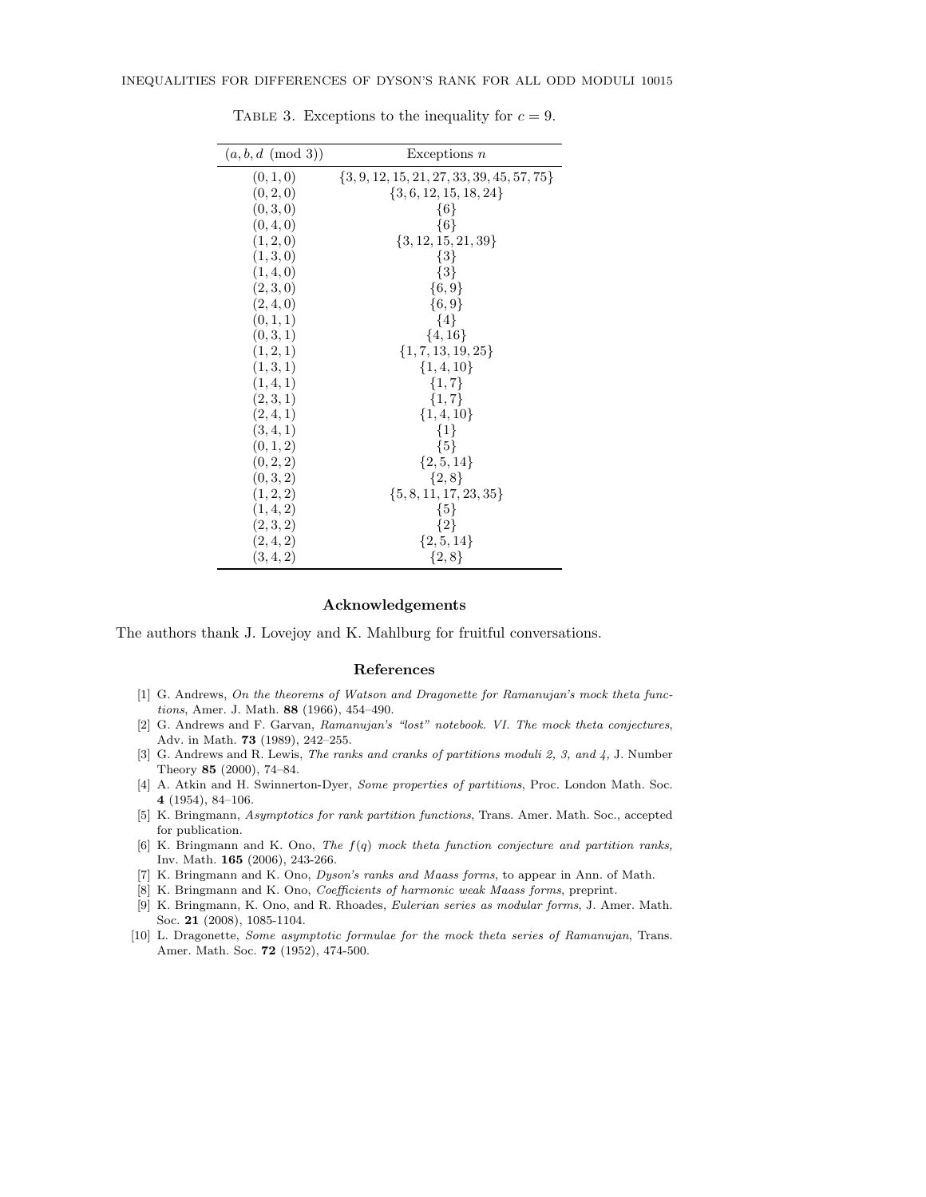Table 3. Exceptions to the inequality for $c = 9$.

| $(a, b, d \pmod 3)$ | Exceptions $n$ |
|---|---|
| $(0, 1, 0)$ | $\{3, 9, 12, 15, 21, 27, 33, 39, 45, 57, 75\}$ |
| $(0, 2, 0)$ | $\{3, 6, 12, 15, 18, 24\}$ |
| $(0, 3, 0)$ | $\{6\}$ |
| $(0, 4, 0)$ | $\{6\}$ |
| $(1, 2, 0)$ | $\{3, 12, 15, 21, 39\}$ |
| $(1, 3, 0)$ | $\{3\}$ |
| $(1, 4, 0)$ | $\{3\}$ |
| $(2, 3, 0)$ | $\{6, 9\}$ |
| $(2, 4, 0)$ | $\{6, 9\}$ |
| $(0, 1, 1)$ | $\{4\}$ |
| $(0, 3, 1)$ | $\{4, 16\}$ |
| $(1, 2, 1)$ | $\{1, 7, 13, 19, 25\}$ |
| $(1, 3, 1)$ | $\{1, 4, 10\}$ |
| $(1, 4, 1)$ | $\{1, 7\}$ |
| $(2, 3, 1)$ | $\{1, 7\}$ |
| $(2, 4, 1)$ | $\{1, 4, 10\}$ |
| $(3, 4, 1)$ | $\{1\}$ |
| $(0, 1, 2)$ | $\{5\}$ |
| $(0, 2, 2)$ | $\{2, 5, 14\}$ |
| $(0, 3, 2)$ | $\{2, 8\}$ |
| $(1, 2, 2)$ | $\{5, 8, 11, 17, 23, 35\}$ |
| $(1, 4, 2)$ | $\{5\}$ |
| $(2, 3, 2)$ | $\{2\}$ |
| $(2, 4, 2)$ | $\{2, 5, 14\}$ |
| $(3, 4, 2)$ | $\{2, 8\}$ |

## Acknowledgements

The authors thank J. Lovejoy and K. Mahlburg for fruitful conversations.

## References

[1] G. Andrews, *On the theorems of Watson and Dragonette for Ramanujan's mock theta functions*, Amer. J. Math. **88** (1966), 454–490.

[2] G. Andrews and F. Garvan, *Ramanujan's "lost" notebook. VI. The mock theta conjectures*, Adv. in Math. **73** (1989), 242–255.

[3] G. Andrews and R. Lewis, *The ranks and cranks of partitions moduli 2, 3, and 4,* J. Number Theory **85** (2000), 74–84.

[4] A. Atkin and H. Swinnerton-Dyer, *Some properties of partitions*, Proc. London Math. Soc. **4** (1954), 84–106.

[5] K. Bringmann, *Asymptotics for rank partition functions*, Trans. Amer. Math. Soc., accepted for publication.

[6] K. Bringmann and K. Ono, *The $f(q)$ mock theta function conjecture and partition ranks,* Inv. Math. **165** (2006), 243-266.

[7] K. Bringmann and K. Ono, *Dyson's ranks and Maass forms*, to appear in Ann. of Math.

[8] K. Bringmann and K. Ono, *Coefficients of harmonic weak Maass forms*, preprint.

[9] K. Bringmann, K. Ono, and R. Rhoades, *Eulerian series as modular forms*, J. Amer. Math. Soc. **21** (2008), 1085-1104.

[10] L. Dragonette, *Some asymptotic formulae for the mock theta series of Ramanujan*, Trans. Amer. Math. Soc. **72** (1952), 474-500.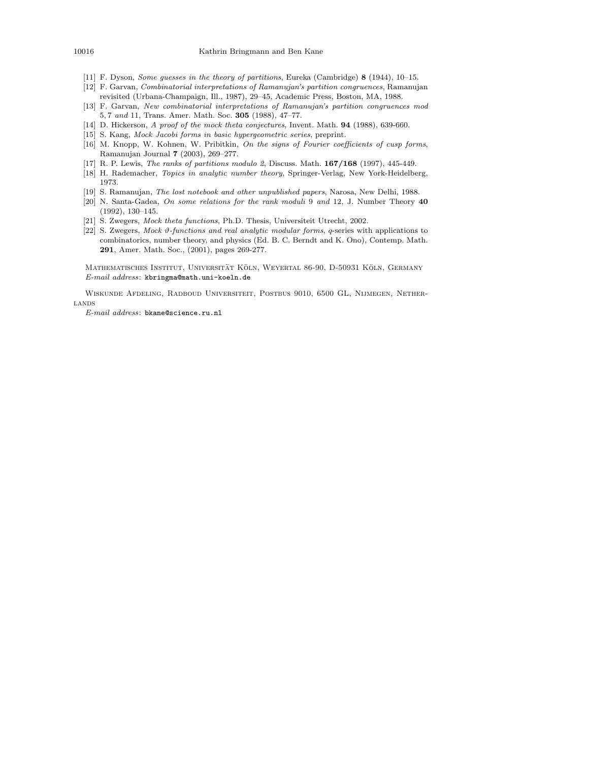[11] F. Dyson, *Some guesses in the theory of partitions*, Eureka (Cambridge) **8** (1944), 10–15.

[12] F. Garvan, *Combinatorial interpretations of Ramanujan's partition congruences*, Ramanujan revisited (Urbana-Champaign, Ill., 1987), 29–45, Academic Press, Boston, MA, 1988.

[13] F. Garvan, *New combinatorial interpretations of Ramanujan's partition congruences mod* 5, 7 *and* 11, Trans. Amer. Math. Soc. **305** (1988), 47–77.

[14] D. Hickerson, *A proof of the mock theta conjectures*, Invent. Math. **94** (1988), 639-660.

[15] S. Kang, *Mock Jacobi forms in basic hypergeometric series*, preprint.

[16] M. Knopp, W. Kohnen, W. Pribitkin, *On the signs of Fourier coefficients of cusp forms*, Ramanujan Journal **7** (2003), 269–277.

[17] R. P. Lewis, *The ranks of partitions modulo 2*, Discuss. Math. **167/168** (1997), 445-449.

[18] H. Rademacher, *Topics in analytic number theory*, Springer-Verlag, New York-Heidelberg, 1973.

[19] S. Ramanujan, *The lost notebook and other unpublished papers*, Narosa, New Delhi, 1988.

[20] N. Santa-Gadea, *On some relations for the rank moduli* 9 *and* 12, J. Number Theory **40** (1992), 130–145.

[21] S. Zwegers, *Mock theta functions*, Ph.D. Thesis, Universiteit Utrecht, 2002.

[22] S. Zwegers, *Mock $\vartheta$-functions and real analytic modular forms*, $q$-series with applications to combinatorics, number theory, and physics (Ed. B. C. Berndt and K. Ono), Contemp. Math. **291**, Amer. Math. Soc., (2001), pages 269-277.

Mathematisches Institut, Universität Köln, Weyertal 86-90, D-50931 Köln, Germany
*E-mail address*: kbringma@math.uni-koeln.de

Wiskunde Afdeling, Radboud Universiteit, Postbus 9010, 6500 GL, Nijmegen, Netherlands
*E-mail address*: bkane@science.ru.nl